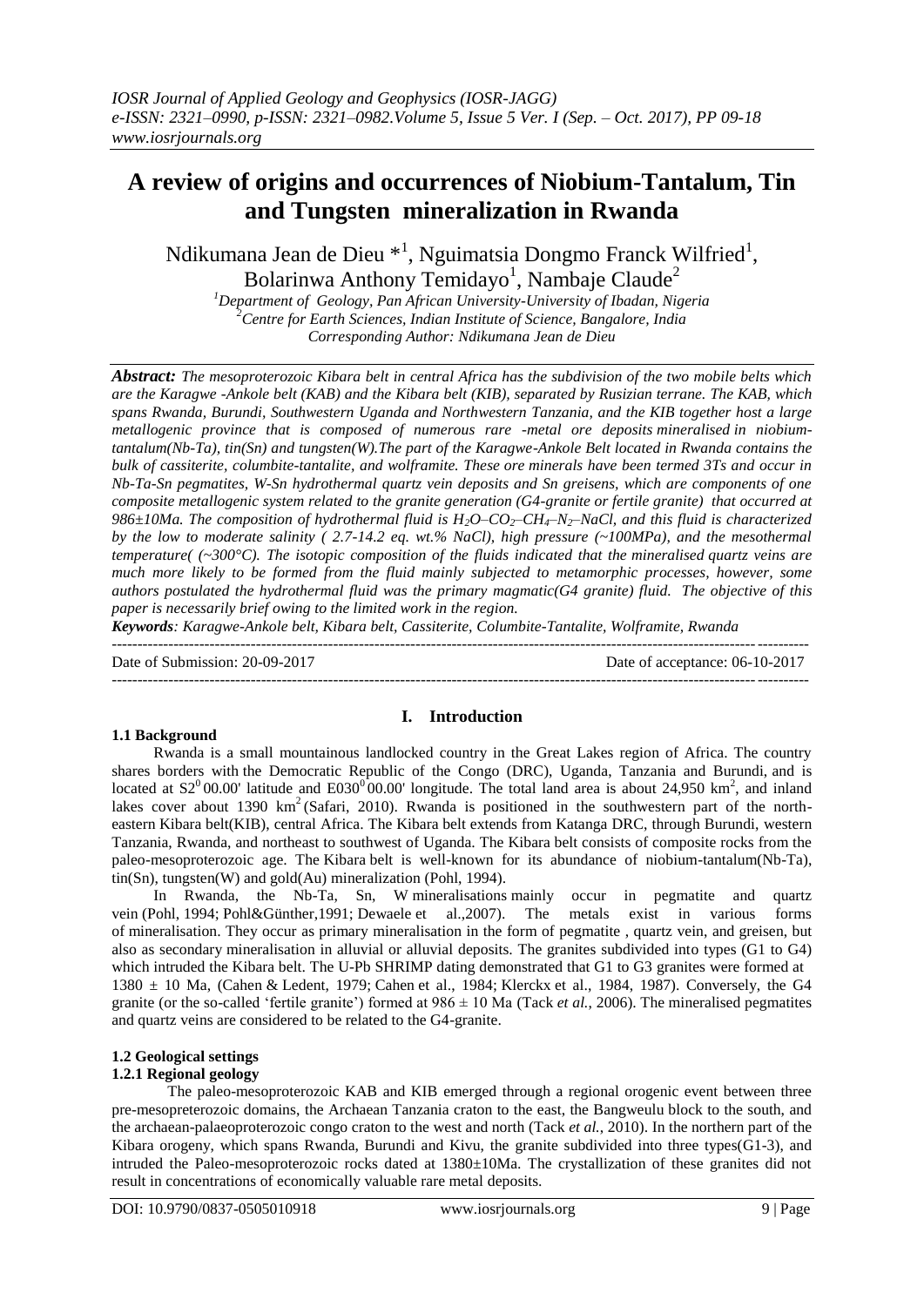# A review of origins and occurrences of Niobium-Tantalum, Tin and Tungsten mineralization in Rwanda

Ndikumana Jean de Dieu *[1], Nguimatsia Dongmo Franck Wilfried[1], Bolarinwa Anthony Temidayo[1], Nambaje Claude[2]

[1]Department of Geology, Pan African University-University of Ibadan, Nigeria
[2]Centre for Earth Sciences, Indian Institute of Science, Bangalore, India
Corresponding Author: Ndikumana Jean de Dieu

***Abstract:*** *The mesoproterozoic Kibara belt in central Africa has the subdivision of the two mobile belts which are the Karagwe -Ankole belt (KAB) and the Kibara belt (KIB), separated by Rusizian terrane. The KAB, which spans Rwanda, Burundi, Southwestern Uganda and Northwestern Tanzania, and the KIB together host a large metallogenic province that is composed of numerous rare -metal ore deposits mineralised in niobium-tantalum(Nb-Ta), tin(Sn) and tungsten(W).The part of the Karagwe-Ankole Belt located in Rwanda contains the bulk of cassiterite, columbite-tantalite, and wolframite. These ore minerals have been termed 3Ts and occur in Nb-Ta-Sn pegmatites, W-Sn hydrothermal quartz vein deposits and Sn greisens, which are components of one composite metallogenic system related to the granite generation (G4-granite or fertile granite) that occurred at 986±10Ma. The composition of hydrothermal fluid is $H_2O–CO_2–CH_4–N_2–NaCl$, and this fluid is characterized by the low to moderate salinity ( 2.7-14.2 eq. wt.% NaCl), high pressure (~100MPa), and the mesothermal temperature( (~300°C). The isotopic composition of the fluids indicated that the mineralised quartz veins are much more likely to be formed from the fluid mainly subjected to metamorphic processes, however, some authors postulated the hydrothermal fluid was the primary magmatic(G4 granite) fluid. The objective of this paper is necessarily brief owing to the limited work in the region.*

***Keywords****: Karagwe-Ankole belt, Kibara belt, Cassiterite, Columbite-Tantalite, Wolframite, Rwanda*

Date of Submission: 20-09-2017 | Date of acceptance: 06-10-2017

## I. Introduction

### 1.1 Background

Rwanda is a small mountainous landlocked country in the Great Lakes region of Africa. The country shares borders with the Democratic Republic of the Congo (DRC), Uganda, Tanzania and Burundi, and is located at $S2^0 00.00'$ latitude and $E030^0 00.00'$ longitude. The total land area is about 24,950 $km^2$, and inland lakes cover about 1390 $km^2$ (Safari, 2010). Rwanda is positioned in the southwestern part of the north-eastern Kibara belt(KIB), central Africa. The Kibara belt extends from Katanga DRC, through Burundi, western Tanzania, Rwanda, and northeast to southwest of Uganda. The Kibara belt consists of composite rocks from the paleo-mesoproterozoic age. The Kibara belt is well-known for its abundance of niobium-tantalum(Nb-Ta), tin(Sn), tungsten(W) and gold(Au) mineralization (Pohl, 1994).

In Rwanda, the Nb-Ta, Sn, W mineralisations mainly occur in pegmatite and quartz vein (Pohl, 1994; Pohl&Günther,1991; Dewaele et al.,2007). The metals exist in various forms of mineralisation. They occur as primary mineralisation in the form of pegmatite , quartz vein, and greisen, but also as secondary mineralisation in alluvial or alluvial deposits. The granites subdivided into types (G1 to G4) which intruded the Kibara belt. The U-Pb SHRIMP dating demonstrated that G1 to G3 granites were formed at 1380 ± 10 Ma, (Cahen & Ledent, 1979; Cahen et al., 1984; Klerckx et al., 1984, 1987). Conversely, the G4 granite (or the so-called 'fertile granite') formed at 986 ± 10 Ma (Tack *et al.*, 2006). The mineralised pegmatites and quartz veins are considered to be related to the G4-granite.

### 1.2 Geological settings

#### 1.2.1 Regional geology

The paleo-mesoproterozoic KAB and KIB emerged through a regional orogenic event between three pre-mesopreterozoic domains, the Archaean Tanzania craton to the east, the Bangweulu block to the south, and the archaean-palaeoproterozoic congo craton to the west and north (Tack *et al.*, 2010). In the northern part of the Kibara orogeny, which spans Rwanda, Burundi and Kivu, the granite subdivided into three types(G1-3), and intruded the Paleo-mesoproterozoic rocks dated at 1380±10Ma. The crystallization of these granites did not result in concentrations of economically valuable rare metal deposits.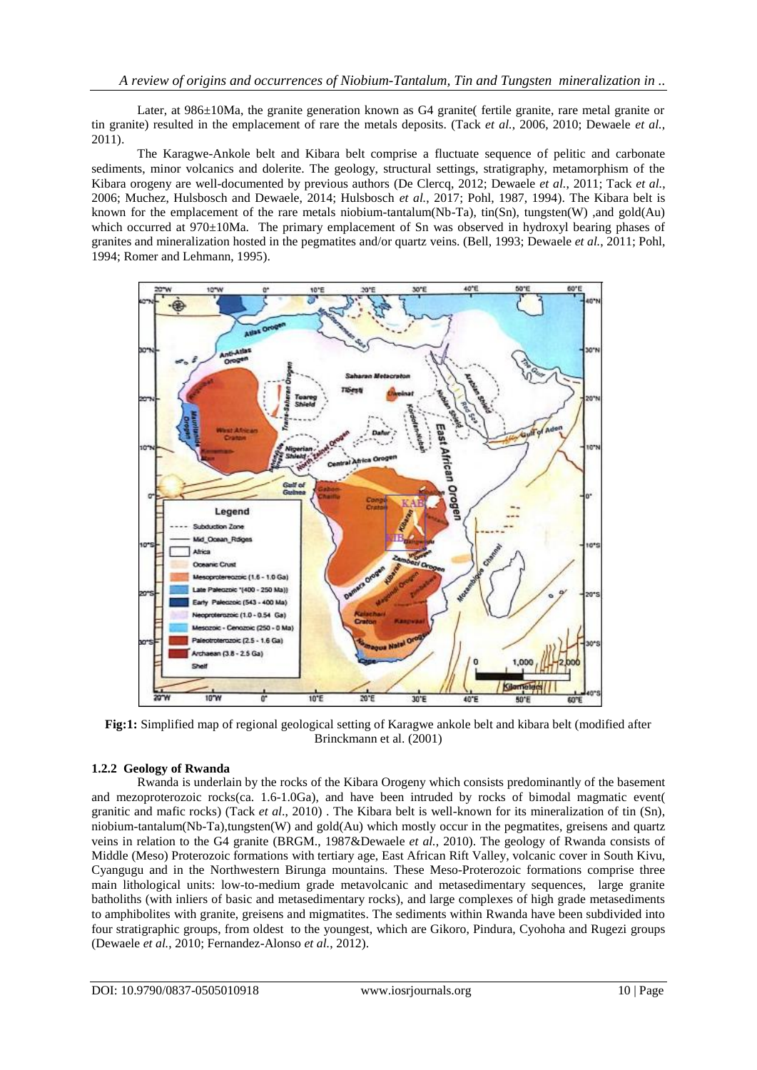Later, at 986±10Ma, the granite generation known as G4 granite( fertile granite, rare metal granite or tin granite) resulted in the emplacement of rare the metals deposits. (Tack *et al.*, 2006, 2010; Dewaele *et al.*, 2011).

The Karagwe-Ankole belt and Kibara belt comprise a fluctuate sequence of pelitic and carbonate sediments, minor volcanics and dolerite. The geology, structural settings, stratigraphy, metamorphism of the Kibara orogeny are well-documented by previous authors (De Clercq, 2012; Dewaele *et al.*, 2011; Tack *et al.*, 2006; Muchez, Hulsbosch and Dewaele, 2014; Hulsbosch *et al.*, 2017; Pohl, 1987, 1994). The Kibara belt is known for the emplacement of the rare metals niobium-tantalum(Nb-Ta), tin(Sn), tungsten(W) ,and gold(Au) which occurred at 970±10Ma. The primary emplacement of Sn was observed in hydroxyl bearing phases of granites and mineralization hosted in the pegmatites and/or quartz veins. (Bell, 1993; Dewaele *et al.*, 2011; Pohl, 1994; Romer and Lehmann, 1995).

**Fig:1:** Simplified map of regional geological setting of Karagwe ankole belt and kibara belt (modified after Brinckmann et al. (2001)

### 1.2.2 Geology of Rwanda

Rwanda is underlain by the rocks of the Kibara Orogeny which consists predominantly of the basement and mezoproterozoic rocks(ca. 1.6-1.0Ga), and have been intruded by rocks of bimodal magmatic event( granitic and mafic rocks) (Tack *et al*., 2010) . The Kibara belt is well-known for its mineralization of tin (Sn), niobium-tantalum(Nb-Ta),tungsten(W) and gold(Au) which mostly occur in the pegmatites, greisens and quartz veins in relation to the G4 granite (BRGM., 1987&Dewaele *et al.*, 2010). The geology of Rwanda consists of Middle (Meso) Proterozoic formations with tertiary age, East African Rift Valley, volcanic cover in South Kivu, Cyangugu and in the Northwestern Birunga mountains. These Meso-Proterozoic formations comprise three main lithological units: low-to-medium grade metavolcanic and metasedimentary sequences, large granite batholiths (with inliers of basic and metasedimentary rocks), and large complexes of high grade metasediments to amphibolites with granite, greisens and migmatites. The sediments within Rwanda have been subdivided into four stratigraphic groups, from oldest to the youngest, which are Gikoro, Pindura, Cyohoha and Rugezi groups (Dewaele *et al.*, 2010; Fernandez-Alonso *et al.*, 2012).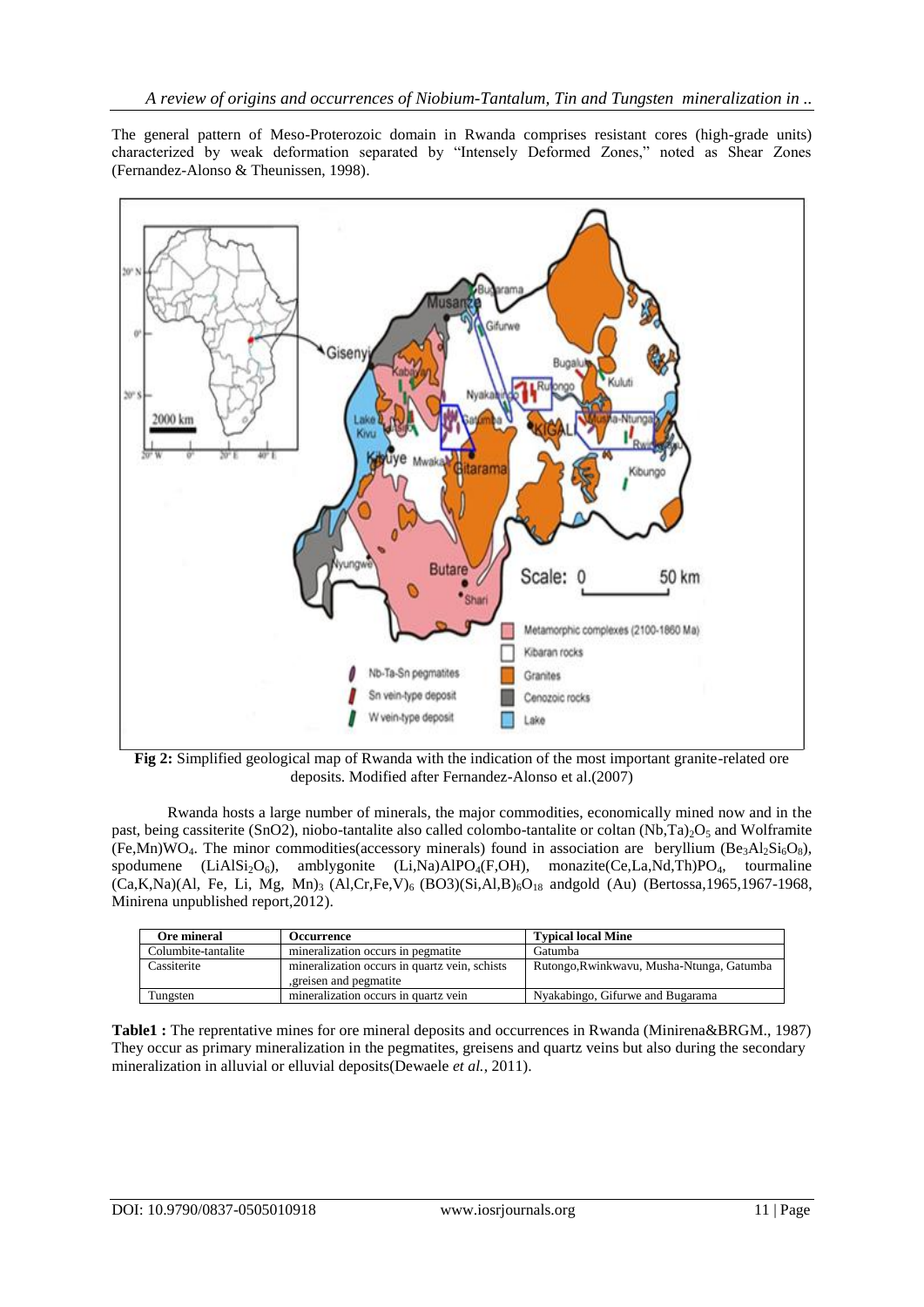The general pattern of Meso-Proterozoic domain in Rwanda comprises resistant cores (high-grade units) characterized by weak deformation separated by "Intensely Deformed Zones," noted as Shear Zones (Fernandez-Alonso & Theunissen, 1998).

**Fig 2:** Simplified geological map of Rwanda with the indication of the most important granite-related ore deposits. Modified after Fernandez-Alonso et al.(2007)

Rwanda hosts a large number of minerals, the major commodities, economically mined now and in the past, being cassiterite (SnO2), niobo-tantalite also called colombo-tantalite or coltan $(Nb,Ta)_2O_5$ and Wolframite $(Fe,Mn)WO_4$. The minor commodities(accessory minerals) found in association are beryllium ($Be_3Al_2Si_6O_8$), spodumene ($LiAlSi_2O_6$), amblygonite $(Li,Na)AlPO_4(F,OH)$, monazite$(Ce,La,Nd,Th)PO_4$, tourmaline $(Ca,K,Na)(Al, Fe, Li, Mg, Mn)_3$ $(Al,Cr,Fe,V)_6$ $(BO3)(Si,Al,B)_6O_{18}$ andgold (Au) (Bertossa,1965,1967-1968, Minirena unpublished report,2012).

| Ore mineral | Occurrence | Typical local Mine |
|---|---|---|
| Columbite-tantalite | mineralization occurs in pegmatite | Gatumba |
| Cassiterite | mineralization occurs in quartz vein, schists ,greisen and pegmatite | Rutongo,Rwinkwavu, Musha-Ntunga, Gatumba |
| Tungsten | mineralization occurs in quartz vein | Nyakabingo, Gifurwe and Bugarama |

**Table1 :** The reprentative mines for ore mineral deposits and occurrences in Rwanda (Minirena&BRGM., 1987) They occur as primary mineralization in the pegmatites, greisens and quartz veins but also during the secondary mineralization in alluvial or elluvial deposits(Dewaele *et al.*, 2011).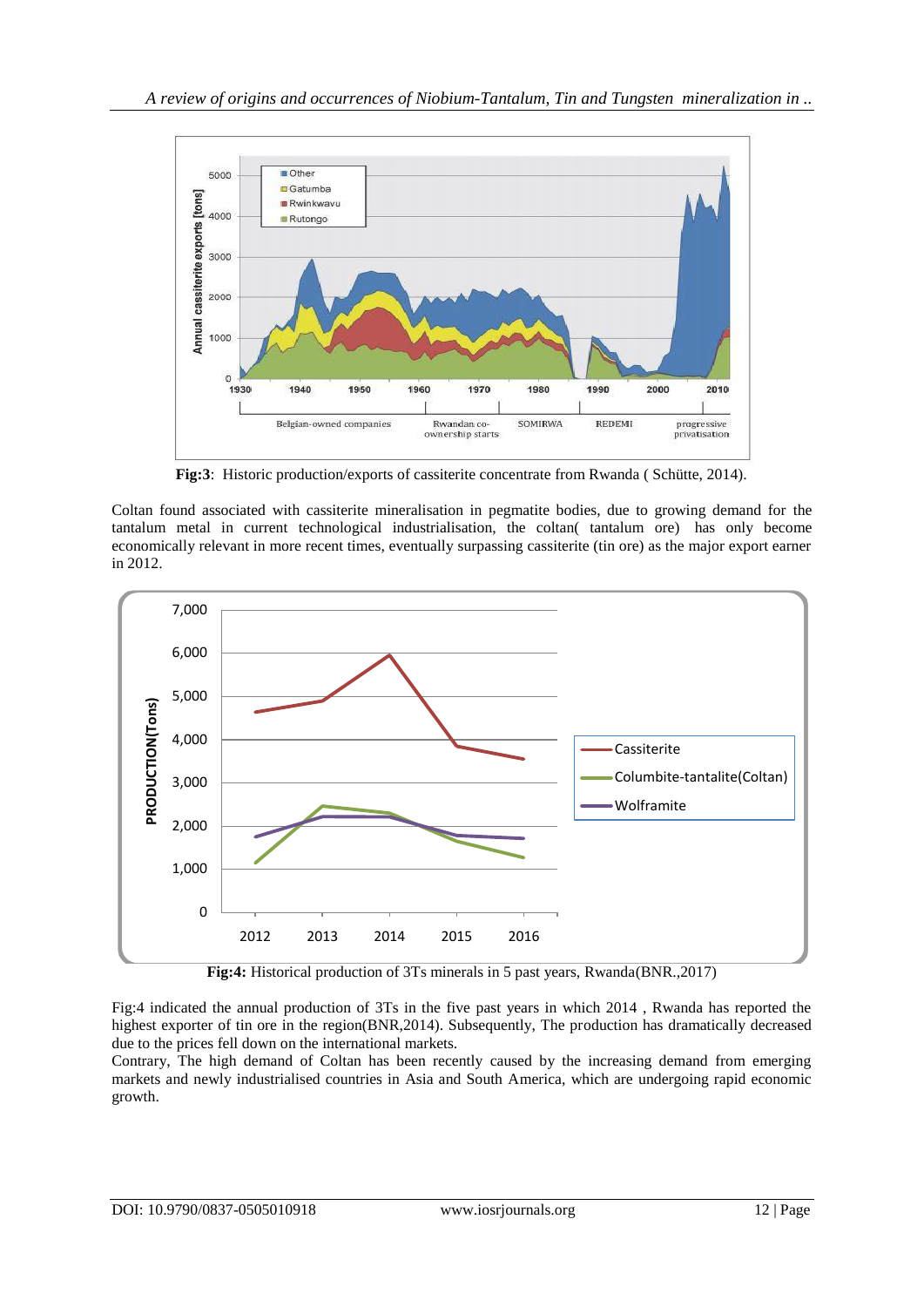**Fig:3**: Historic production/exports of cassiterite concentrate from Rwanda ( Schütte, 2014).

Coltan found associated with cassiterite mineralisation in pegmatite bodies, due to growing demand for the tantalum metal in current technological industrialisation, the coltan( tantalum ore) has only become economically relevant in more recent times, eventually surpassing cassiterite (tin ore) as the major export earner in 2012.

**Fig:4:** Historical production of 3Ts minerals in 5 past years, Rwanda(BNR.,2017)

Fig:4 indicated the annual production of 3Ts in the five past years in which 2014 , Rwanda has reported the highest exporter of tin ore in the region(BNR,2014). Subsequently, The production has dramatically decreased due to the prices fell down on the international markets.

Contrary, The high demand of Coltan has been recently caused by the increasing demand from emerging markets and newly industrialised countries in Asia and South America, which are undergoing rapid economic growth.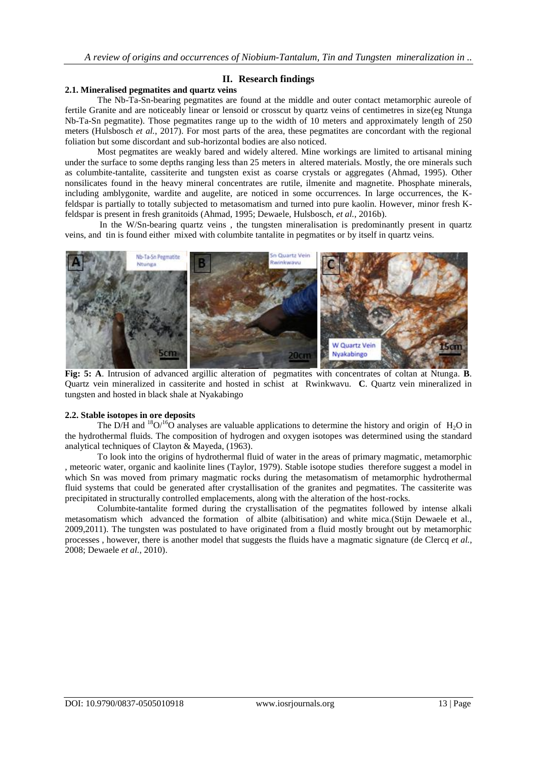## II. Research findings

### 2.1. Mineralised pegmatites and quartz veins

The Nb-Ta-Sn-bearing pegmatites are found at the middle and outer contact metamorphic aureole of fertile Granite and are noticeably linear or lensoid or crosscut by quartz veins of centimetres in size(eg Ntunga Nb-Ta-Sn pegmatite). Those pegmatites range up to the width of 10 meters and approximately length of 250 meters (Hulsbosch *et al.*, 2017). For most parts of the area, these pegmatites are concordant with the regional foliation but some discordant and sub-horizontal bodies are also noticed.

Most pegmatites are weakly bared and widely altered. Mine workings are limited to artisanal mining under the surface to some depths ranging less than 25 meters in altered materials. Mostly, the ore minerals such as columbite-tantalite, cassiterite and tungsten exist as coarse crystals or aggregates (Ahmad, 1995). Other nonsilicates found in the heavy mineral concentrates are rutile, ilmenite and magnetite. Phosphate minerals, including amblygonite, wardite and augelite, are noticed in some occurrences. In large occurrences, the K-feldspar is partially to totally subjected to metasomatism and turned into pure kaolin. However, minor fresh K-feldspar is present in fresh granitoids (Ahmad, 1995; Dewaele, Hulsbosch, *et al.*, 2016b).

In the W/Sn-bearing quartz veins , the tungsten mineralisation is predominantly present in quartz veins, and tin is found either mixed with columbite tantalite in pegmatites or by itself in quartz veins.

**Fig: 5: A**. Intrusion of advanced argillic alteration of pegmatites with concentrates of coltan at Ntunga. **B**. Quartz vein mineralized in cassiterite and hosted in schist at Rwinkwavu. **C**. Quartz vein mineralized in tungsten and hosted in black shale at Nyakabingo

### 2.2. Stable isotopes in ore deposits

The D/H and $^{18}O/^{16}O$ analyses are valuable applications to determine the history and origin of $H_2O$ in the hydrothermal fluids. The composition of hydrogen and oxygen isotopes was determined using the standard analytical techniques of Clayton & Mayeda, (1963).

To look into the origins of hydrothermal fluid of water in the areas of primary magmatic, metamorphic , meteoric water, organic and kaolinite lines (Taylor, 1979). Stable isotope studies therefore suggest a model in which Sn was moved from primary magmatic rocks during the metasomatism of metamorphic hydrothermal fluid systems that could be generated after crystallisation of the granites and pegmatites. The cassiterite was precipitated in structurally controlled emplacements, along with the alteration of the host-rocks.

Columbite-tantalite formed during the crystallisation of the pegmatites followed by intense alkali metasomatism which advanced the formation of albite (albitisation) and white mica.(Stijn Dewaele et al., 2009,2011). The tungsten was postulated to have originated from a fluid mostly brought out by metamorphic processes , however, there is another model that suggests the fluids have a magmatic signature (de Clercq *et al.*, 2008; Dewaele *et al.*, 2010).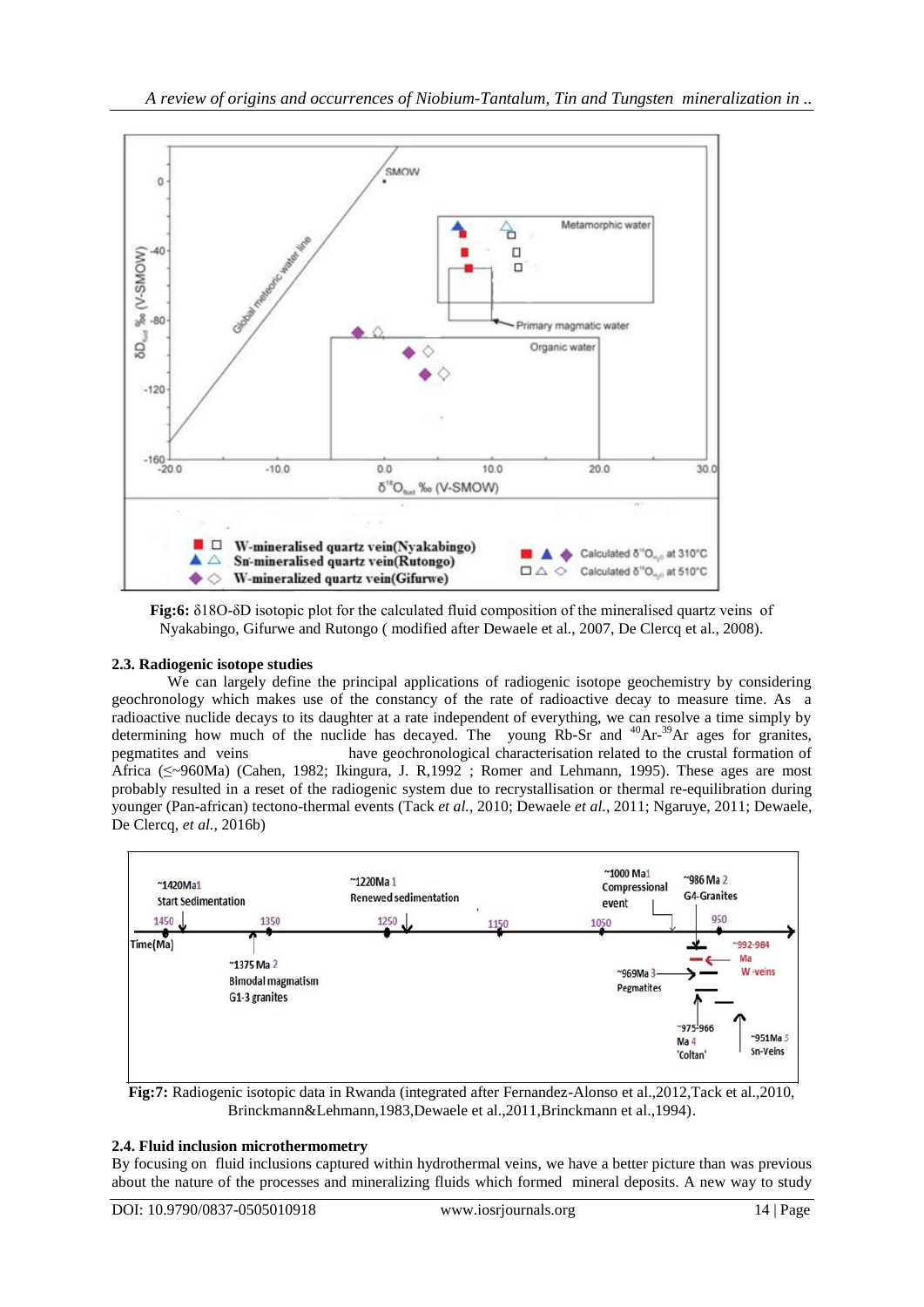**Fig:6:** δ18O-δD isotopic plot for the calculated fluid composition of the mineralised quartz veins of Nyakabingo, Gifurwe and Rutongo ( modified after Dewaele et al., 2007, De Clercq et al., 2008).

### 2.3. Radiogenic isotope studies

We can largely define the principal applications of radiogenic isotope geochemistry by considering geochronology which makes use of the constancy of the rate of radioactive decay to measure time. As a radioactive nuclide decays to its daughter at a rate independent of everything, we can resolve a time simply by determining how much of the nuclide has decayed. The young Rb-Sr and $^{40}Ar$-$^{39}Ar$ ages for granites, pegmatites and veins have geochronological characterisation related to the crustal formation of Africa (≤~960Ma) (Cahen, 1982; Ikingura, J. R,1992 ; Romer and Lehmann, 1995). These ages are most probably resulted in a reset of the radiogenic system due to recrystallisation or thermal re-equilibration during younger (Pan-african) tectono-thermal events (Tack *et al.*, 2010; Dewaele *et al.*, 2011; Ngaruye, 2011; Dewaele, De Clercq, *et al.*, 2016b)

**Fig:7:** Radiogenic isotopic data in Rwanda (integrated after Fernandez-Alonso et al.,2012,Tack et al.,2010, Brinckmann&Lehmann,1983,Dewaele et al.,2011,Brinckmann et al.,1994).

### 2.4. Fluid inclusion microthermometry

By focusing on fluid inclusions captured within hydrothermal veins, we have a better picture than was previous about the nature of the processes and mineralizing fluids which formed mineral deposits. A new way to study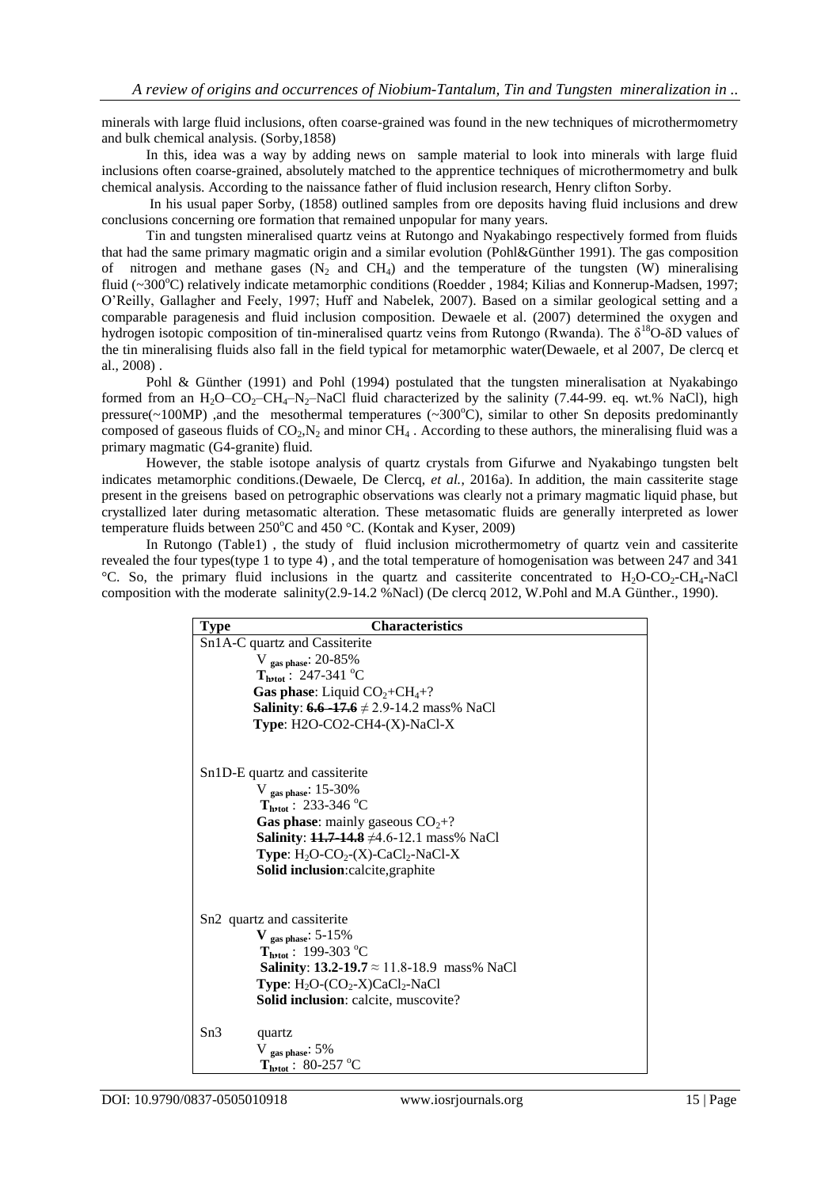minerals with large fluid inclusions, often coarse-grained was found in the new techniques of microthermometry and bulk chemical analysis. (Sorby,1858)

In this, idea was a way by adding news on sample material to look into minerals with large fluid inclusions often coarse-grained, absolutely matched to the apprentice techniques of microthermometry and bulk chemical analysis. According to the naissance father of fluid inclusion research, Henry clifton Sorby.

In his usual paper Sorby, (1858) outlined samples from ore deposits having fluid inclusions and drew conclusions concerning ore formation that remained unpopular for many years.

Tin and tungsten mineralised quartz veins at Rutongo and Nyakabingo respectively formed from fluids that had the same primary magmatic origin and a similar evolution (Pohl&Günther 1991). The gas composition of nitrogen and methane gases ($N_2$ and $CH_4$) and the temperature of the tungsten (W) mineralising fluid (~300°C) relatively indicate metamorphic conditions (Roedder , 1984; Kilias and Konnerup-Madsen, 1997; O'Reilly, Gallagher and Feely, 1997; Huff and Nabelek, 2007). Based on a similar geological setting and a comparable paragenesis and fluid inclusion composition. Dewaele et al. (2007) determined the oxygen and hydrogen isotopic composition of tin-mineralised quartz veins from Rutongo (Rwanda). The $\delta^{18}O$-$\delta D$ values of the tin mineralising fluids also fall in the field typical for metamorphic water(Dewaele, et al 2007, De clercq et al., 2008) .

Pohl & Günther (1991) and Pohl (1994) postulated that the tungsten mineralisation at Nyakabingo formed from an $H_2O$–$CO_2$–$CH_4$–$N_2$–NaCl fluid characterized by the salinity (7.44-99. eq. wt.% NaCl), high pressure(~100MP) ,and the mesothermal temperatures (~300°C), similar to other Sn deposits predominantly composed of gaseous fluids of $CO_2$,$N_2$ and minor $CH_4$ . According to these authors, the mineralising fluid was a primary magmatic (G4-granite) fluid.

However, the stable isotope analysis of quartz crystals from Gifurwe and Nyakabingo tungsten belt indicates metamorphic conditions.(Dewaele, De Clercq, *et al.*, 2016a). In addition, the main cassiterite stage present in the greisens based on petrographic observations was clearly not a primary magmatic liquid phase, but crystallized later during metasomatic alteration. These metasomatic fluids are generally interpreted as lower temperature fluids between 250°C and 450 °C. (Kontak and Kyser, 2009)

In Rutongo (Table1) , the study of fluid inclusion microthermometry of quartz vein and cassiterite revealed the four types(type 1 to type 4) , and the total temperature of homogenisation was between 247 and 341 °C. So, the primary fluid inclusions in the quartz and cassiterite concentrated to $H_2O$-$CO_2$-$CH_4$-NaCl composition with the moderate salinity(2.9-14.2 %Nacl) (De clercq 2012, W.Pohl and M.A Günther., 1990).

| Type | Characteristics |
|---|---|
| Sn1A-C quartz and Cassiterite | |
| | $V_{gas\ phase}$: 20-85% |
| | **$T_{h,tot}$** : 247-341 °C |
| | **Gas phase**: Liquid $CO_2$+$CH_4$+? |
| | **Salinity**: ~~6.6 -17.6~~ ≠ 2.9-14.2 mass% NaCl |
| | **Type**: H2O-CO2-CH4-(X)-NaCl-X |
| Sn1D-E quartz and cassiterite | |
| | $V_{gas\ phase}$: 15-30% |
| | **$T_{h,tot}$** : 233-346 °C |
| | **Gas phase**: mainly gaseous $CO_2$+? |
| | **Salinity**: ~~11.7-14.8~~ ≠4.6-12.1 mass% NaCl |
| | **Type**: $H_2O$-$CO_2$-(X)-$CaCl_2$-NaCl-X |
| | **Solid inclusion**:calcite,graphite |
| Sn2 quartz and cassiterite | |
| | **$V_{gas\ phase}$**: 5-15% |
| | **$T_{h,tot}$** : 199-303 °C |
| | **Salinity**: **13.2-19.7** ≈ 11.8-18.9 mass% NaCl |
| | **Type**: $H_2O$-($CO_2$-X)$CaCl_2$-NaCl |
| | **Solid inclusion**: calcite, muscovite? |
| Sn3 quartz | |
| | $V_{gas\ phase}$: 5% |
| | **$T_{h,tot}$** : 80-257 °C |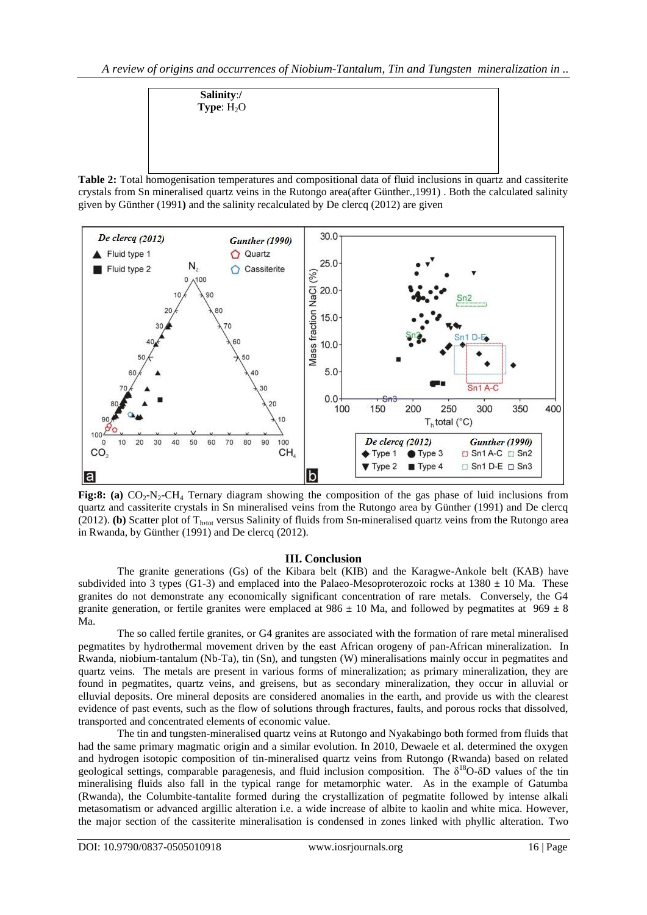| Salinity:/ Type: $H_2O$ |
|---|

**Table 2:** Total homogenisation temperatures and compositional data of fluid inclusions in quartz and cassiterite crystals from Sn mineralised quartz veins in the Rutongo area(after Günther.,1991) . Both the calculated salinity given by Günther (1991**)** and the salinity recalculated by De clercq (2012) are given

**Fig:8: (a)** $CO_2$-$N_2$-$CH_4$ Ternary diagram showing the composition of the gas phase of luid inclusions from quartz and cassiterite crystals in Sn mineralised veins from the Rutongo area by Günther (1991) and De clercq (2012). **(b)** Scatter plot of $T_{h,tot}$ versus Salinity of fluids from Sn-mineralised quartz veins from the Rutongo area in Rwanda, by Günther (1991) and De clercq (2012).

## III. Conclusion

The granite generations (Gs) of the Kibara belt (KIB) and the Karagwe-Ankole belt (KAB) have subdivided into 3 types (G1-3) and emplaced into the Palaeo-Mesoproterozoic rocks at 1380 ± 10 Ma. These granites do not demonstrate any economically significant concentration of rare metals. Conversely, the G4 granite generation, or fertile granites were emplaced at 986 ± 10 Ma, and followed by pegmatites at 969 ± 8 Ma.

The so called fertile granites, or G4 granites are associated with the formation of rare metal mineralised pegmatites by hydrothermal movement driven by the east African orogeny of pan-African mineralization. In Rwanda, niobium-tantalum (Nb-Ta), tin (Sn), and tungsten (W) mineralisations mainly occur in pegmatites and quartz veins. The metals are present in various forms of mineralization; as primary mineralization, they are found in pegmatites, quartz veins, and greisens, but as secondary mineralization, they occur in alluvial or elluvial deposits. Ore mineral deposits are considered anomalies in the earth, and provide us with the clearest evidence of past events, such as the flow of solutions through fractures, faults, and porous rocks that dissolved, transported and concentrated elements of economic value.

The tin and tungsten-mineralised quartz veins at Rutongo and Nyakabingo both formed from fluids that had the same primary magmatic origin and a similar evolution. In 2010, Dewaele et al. determined the oxygen and hydrogen isotopic composition of tin-mineralised quartz veins from Rutongo (Rwanda) based on related geological settings, comparable paragenesis, and fluid inclusion composition. The $\delta^{18}O$-$\delta D$ values of the tin mineralising fluids also fall in the typical range for metamorphic water. As in the example of Gatumba (Rwanda), the Columbite-tantalite formed during the crystallization of pegmatite followed by intense alkali metasomatism or advanced argillic alteration i.e. a wide increase of albite to kaolin and white mica. However, the major section of the cassiterite mineralisation is condensed in zones linked with phyllic alteration. Two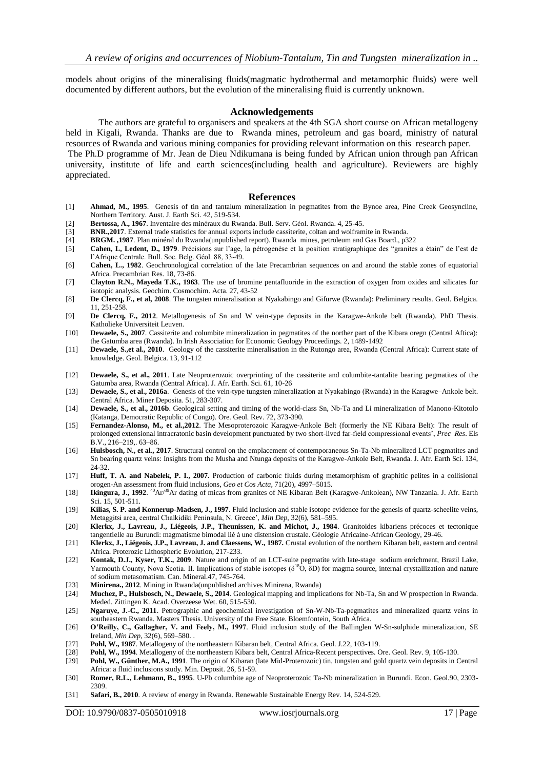models about origins of the mineralising fluids(magmatic hydrothermal and metamorphic fluids) were well documented by different authors, but the evolution of the mineralising fluid is currently unknown.

## Acknowledgements

The authors are grateful to organisers and speakers at the 4th SGA short course on African metallogeny held in Kigali, Rwanda. Thanks are due to Rwanda mines, petroleum and gas board, ministry of natural resources of Rwanda and various mining companies for providing relevant information on this research paper.

The Ph.D programme of Mr. Jean de Dieu Ndikumana is being funded by African union through pan African university, institute of life and earth sciences(including health and agriculture). Reviewers are highly appreciated.

## References

[1] **Ahmad, M., 1995**. Genesis of tin and tantalum mineralization in pegmatites from the Bynoe area, Pine Creek Geosyncline, Northern Territory. Aust. J. Earth Sci. 42, 519-534.

[2] **Bertossa, A., 1967**. Inventaire des minéraux du Rwanda. Bull. Serv. Géol. Rwanda. 4, 25-45.

[3] **BNR.,2017**. External trade statistics for annual exports include cassiterite, coltan and wolframite in Rwanda.

[4] **BRGM. ,1987**. Plan minéral du Rwanda(unpublished report). Rwanda mines, petroleum and Gas Board., p322

[5] **Cahen, L, Ledent, D., 1979**. Précisions sur l'age, la pétrogenèse et la position stratigraphique des "granites a étain" de l'est de l'Afrique Centrale. Bull. Soc. Belg. Géol. 88, 33-49.

[6] **Cahen, L., 1982**. Geochronological correlation of the late Precambrian sequences on and around the stable zones of equatorial Africa. Precambrian Res. 18, 73-86.

[7] **Clayton R.N., Mayeda T.K., 1963**. The use of bromine pentafluoride in the extraction of oxygen from oxides and silicates for isotopic analysis. Geochim. Cosmochim. Acta. 27, 43-52

[8] **De Clercq, F., et al, 2008**. The tungsten mineralisation at Nyakabingo and Gifurwe (Rwanda): Preliminary results. Geol. Belgica. 11, 251-258.

[9] **De Clercq, F., 2012**. Metallogenesis of Sn and W vein-type deposits in the Karagwe-Ankole belt (Rwanda). PhD Thesis. Katholieke Universiteit Leuven.

[10] **Dewaele, S., 2007**. Cassiterite and columbite mineralization in pegmatites of the norther part of the Kibara oregn (Central Aftica): the Gatumba area (Rwanda). In Irish Association for Economic Geology Proceedings. 2, 1489-1492

[11] **Dewaele, S.,et al., 2010**. Geology of the cassiterite mineralisation in the Rutongo area, Rwanda (Central Africa): Current state of knowledge. Geol. Belgica. 13, 91-112

[12] **Dewaele, S., et al., 2011**. Late Neoproterozoic overprinting of the cassiterite and columbite-tantalite bearing pegmatites of the Gatumba area, Rwanda (Central Africa). J. Afr. Earth. Sci. 61, 10-26

[13] **Dewaele, S., et al., 2016a**. Genesis of the vein-type tungsten mineralization at Nyakabingo (Rwanda) in the Karagwe–Ankole belt. Central Africa. Miner Deposita. 51, 283-307.

[14] **Dewaele, S., et al., 2016b**. Geological setting and timing of the world-class Sn, Nb-Ta and Li mineralization of Manono-Kitotolo (Katanga, Democratic Republic of Congo). Ore. Geol. Rev. 72, 373-390.

[15] **Fernandez-Alonso, M., et al.,2012**. The Mesoproterozoic Karagwe-Ankole Belt (formerly the NE Kibara Belt): The result of prolonged extensional intracratonic basin development punctuated by two short-lived far-field compressional events', *Prec Res*. Els B.V., 216–219,. 63–86.

[16] **Hulsbosch, N., et al., 2017**. Structural control on the emplacement of contemporaneous Sn-Ta-Nb mineralized LCT pegmatites and Sn bearing quartz veins: Insights from the Musha and Ntunga deposits of the Karagwe-Ankole Belt, Rwanda. J. Afr. Earth Sci. 134, 24-32.

[17] **Huff, T. A. and Nabelek, P. I., 2007.** Production of carbonic fluids during metamorphism of graphitic pelites in a collisional orogen-An assessment from fluid inclusions, *Geo et Cos Acta*, 71(20), 4997–5015.

[18] **Ikingura, J., 1992**. $^{40}Ar/^{39}Ar$ dating of micas from granites of NE Kibaran Belt (Karagwe-Ankolean), NW Tanzania. J. Afr. Earth Sci. 15, 501-511.

[19] **Kilias, S. P. and Konnerup-Madsen, J., 1997**. Fluid inclusion and stable isotope evidence for the genesis of quartz-scheelite veins, Metaggitsi area, central Chalkidiki Peninsula, N. Greece', *Min Dep*, 32(6), 581–595.

[20] **Klerkx, J., Lavreau, J., Liégeois, J.P., Theunissen, K. and Michot, J., 1984**. Granitoides kibariens précoces et tectonique tangentielle au Burundi: magmatisme bimodal lié à une distension crustale. Géologie Africaine-African Geology, 29-46.

[21] **Klerkx, J., Liégeois, J.P., Lavreau, J. and Claessens, W., 1987.** Crustal evolution of the northern Kibaran belt, eastern and central Africa. Proterozic Lithospheric Evolution, 217-233.

[22] **Kontak, D.J., Kyser, T.K., 2009**. Nature and origin of an LCT-suite pegmatite with late-stage sodium enrichment, Brazil Lake, Yarmouth County, Nova Scotia. II. Implications of stable isotopes ($\delta^{18}O$, $\delta D$) for magma source, internal crystallization and nature of sodium metasomatism. Can. Mineral.47, 745-764.

[23] **Minirena., 2012**. Mining in Rwanda(unpublished archives Minirena, Rwanda)

[24] **Muchez, P., Hulsbosch, N., Dewaele, S., 2014**. Geological mapping and implications for Nb-Ta, Sn and W prospection in Rwanda. Meded. Zittingen K. Acad. Overzeese Wet. 60, 515-530.

[25] **Ngaruye, J.-C., 2011**. Petrographic and geochemical investigation of Sn-W-Nb-Ta-pegmatites and mineralized quartz veins in southeastern Rwanda. Masters Thesis. University of the Free State. Bloemfontein, South Africa.

[26] **O'Reilly, C., Gallagher, V. and Feely, M., 1997**. Fluid inclusion study of the Ballinglen W-Sn-sulphide mineralization, SE Ireland, *Min Dep*, 32(6), 569–580. .

[27] **Pohl, W., 1987**. Metallogeny of the northeastern Kibaran belt, Central Africa. Geol. J.22, 103-119.

[28] **Pohl, W., 1994**. Metallogeny of the northeastern Kibara belt, Central Africa-Recent perspectives. Ore. Geol. Rev. 9, 105-130.

[29] **Pohl, W., Günther, M.A., 1991**. The origin of Kibaran (late Mid-Proterozoic) tin, tungsten and gold quartz vein deposits in Central Africa: a fluid inclusions study. Min. Deposit. 26, 51-59.

[30] **Romer, R.L., Lehmann, B., 1995**. U-Pb columbite age of Neoproterozoic Ta-Nb mineralization in Burundi. Econ. Geol.90, 2303-2309.

[31] **Safari, B., 2010**. A review of energy in Rwanda. Renewable Sustainable Energy Rev. 14, 524-529.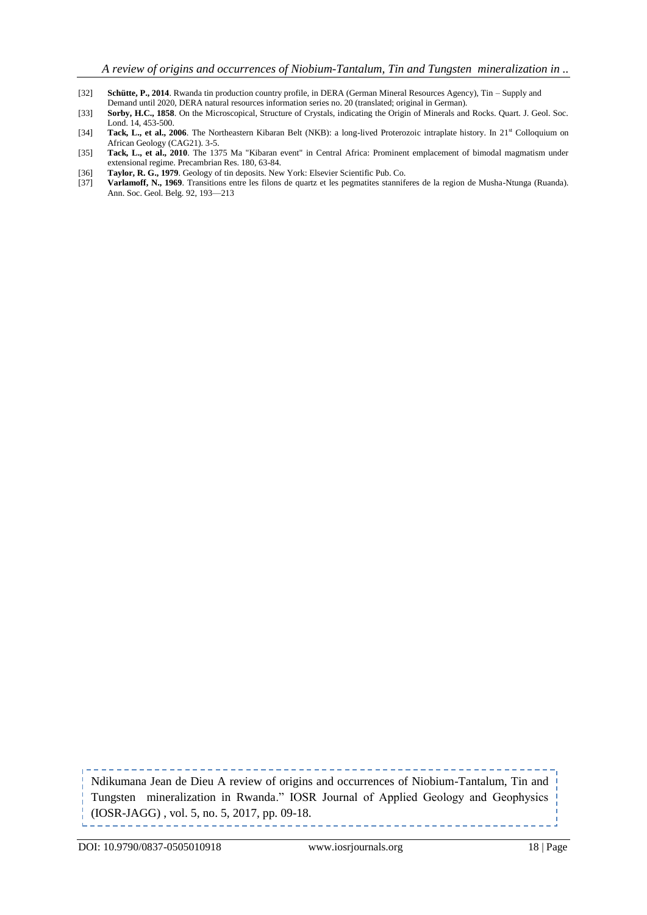[32] **Schütte, P., 2014**. Rwanda tin production country profile, in DERA (German Mineral Resources Agency), Tin – Supply and Demand until 2020, DERA natural resources information series no. 20 (translated; original in German).

[33] **Sorby, H.C., 1858**. On the Microscopical, Structure of Crystals, indicating the Origin of Minerals and Rocks. Quart. J. Geol. Soc. Lond. 14, 453-500.

[34] **Tack, L., et al., 2006**. The Northeastern Kibaran Belt (NKB): a long-lived Proterozoic intraplate history. In 21st Colloquium on African Geology (CAG21). 3-5.

[35] **Tack, L., et al., 2010**. The 1375 Ma "Kibaran event" in Central Africa: Prominent emplacement of bimodal magmatism under extensional regime. Precambrian Res. 180, 63-84.

[36] **Taylor, R. G., 1979**. Geology of tin deposits. New York: Elsevier Scientific Pub. Co.

[37] **Varlamoff, N., 1969**. Transitions entre les filons de quartz et les pegmatites stanniferes de la region de Musha-Ntunga (Ruanda). Ann. Soc. Geol. Belg. 92, 193—213

Ndikumana Jean de Dieu A review of origins and occurrences of Niobium-Tantalum, Tin and Tungsten mineralization in Rwanda." IOSR Journal of Applied Geology and Geophysics (IOSR-JAGG) , vol. 5, no. 5, 2017, pp. 09-18.